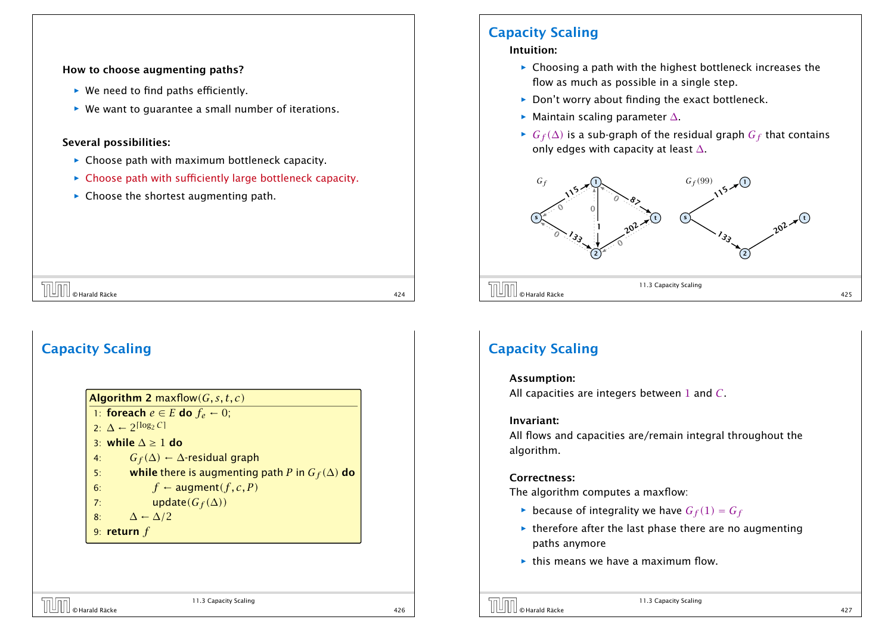**How to choose augmenting paths?**

- We need to find paths efficiently.
- We want to guarantee a small number of iterations.

**Several possibilities:**

- Choose path with maximum bottleneck capacity.
- Choose path with sufficiently large bottleneck capacity.
- Choose the shortest augmenting path.

## Capacity Scaling

**Intuition:**

- Choosing a path with the highest bottleneck increases the flow as much as possible in a single step.
- Don't worry about finding the exact bottleneck.
- Maintain scaling parameter $\Delta$.
- $G_f(\Delta)$ is a sub-graph of the residual graph $G_f$ that contains only edges with capacity at least $\Delta$.

## Capacity Scaling

```
Algorithm 2 maxflow(G, s, t, c)
1: foreach e ∈ E do f_e ← 0;
2: Δ ← 2^⌈log₂ C⌉
3: while Δ ≥ 1 do
4:     G_f(Δ) ← Δ-residual graph
5:     while there is augmenting path P in G_f(Δ) do
6:         f ← augment(f, c, P)
7:         update(G_f(Δ))
8:     Δ ← Δ/2
9: return f
```

## Capacity Scaling

**Assumption:**
All capacities are integers between $1$ and $C$.

**Invariant:**
All flows and capacities are/remain integral throughout the algorithm.

**Correctness:**
The algorithm computes a maxflow:

- because of integrality we have $G_f(1) = G_f$
- therefore after the last phase there are no augmenting paths anymore
- this means we have a maximum flow.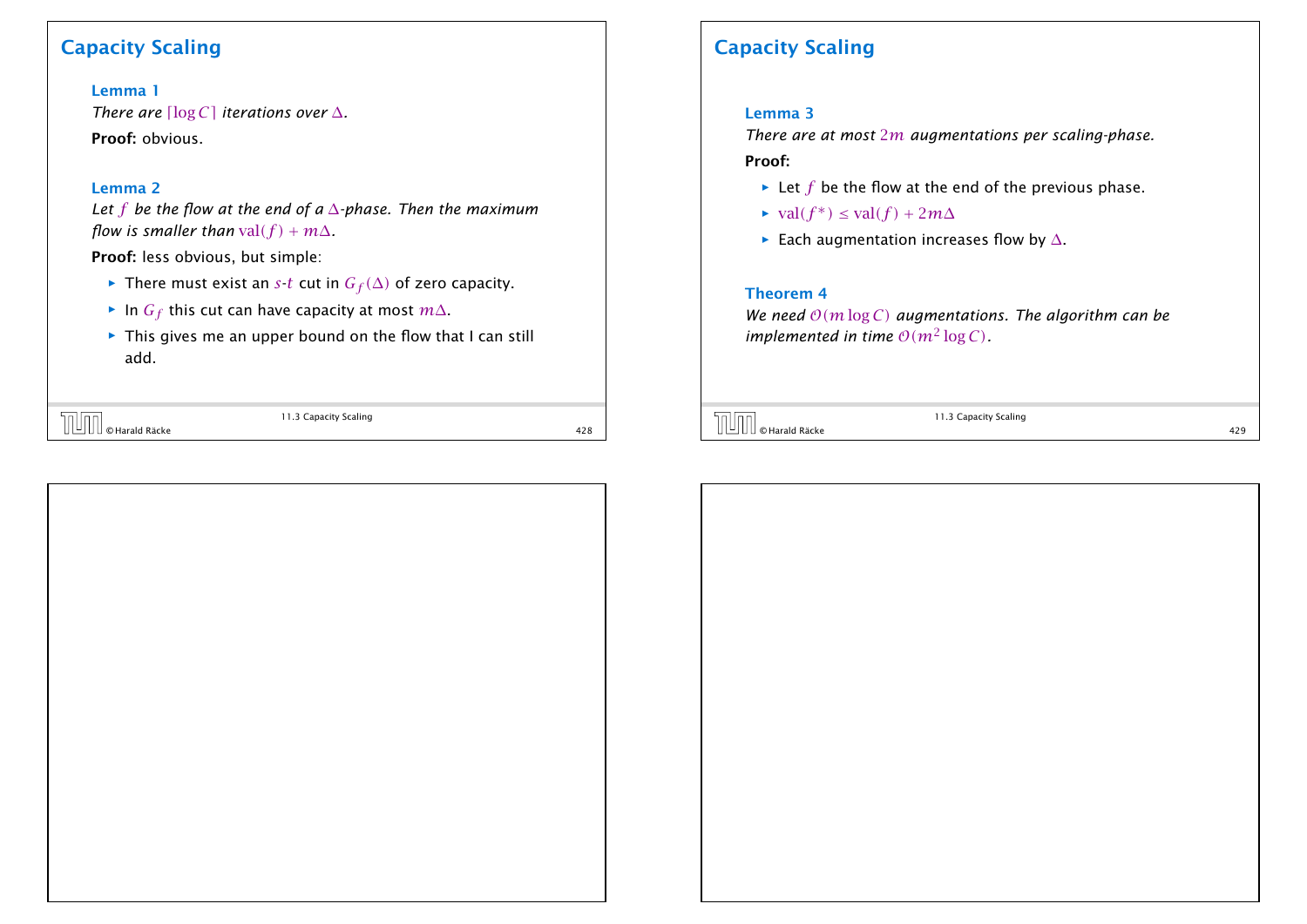## Capacity Scaling

**Lemma 1**
*There are $\lceil \log C \rceil$ iterations over $\Delta$.*

**Proof:** obvious.

**Lemma 2**
*Let $f$ be the flow at the end of a $\Delta$-phase. Then the maximum flow is smaller than $\mathrm{val}(f) + m\Delta$.*

**Proof:** less obvious, but simple:

- There must exist an $s$-$t$ cut in $G_f(\Delta)$ of zero capacity.
- In $G_f$ this cut can have capacity at most $m\Delta$.
- This gives me an upper bound on the flow that I can still add.

## Capacity Scaling

**Lemma 3**
*There are at most $2m$ augmentations per scaling-phase.*

**Proof:**

- Let $f$ be the flow at the end of the previous phase.
- $\mathrm{val}(f^*) \leq \mathrm{val}(f) + 2m\Delta$
- Each augmentation increases flow by $\Delta$.

**Theorem 4**
*We need $\mathcal{O}(m \log C)$ augmentations. The algorithm can be implemented in time $\mathcal{O}(m^2 \log C)$.*